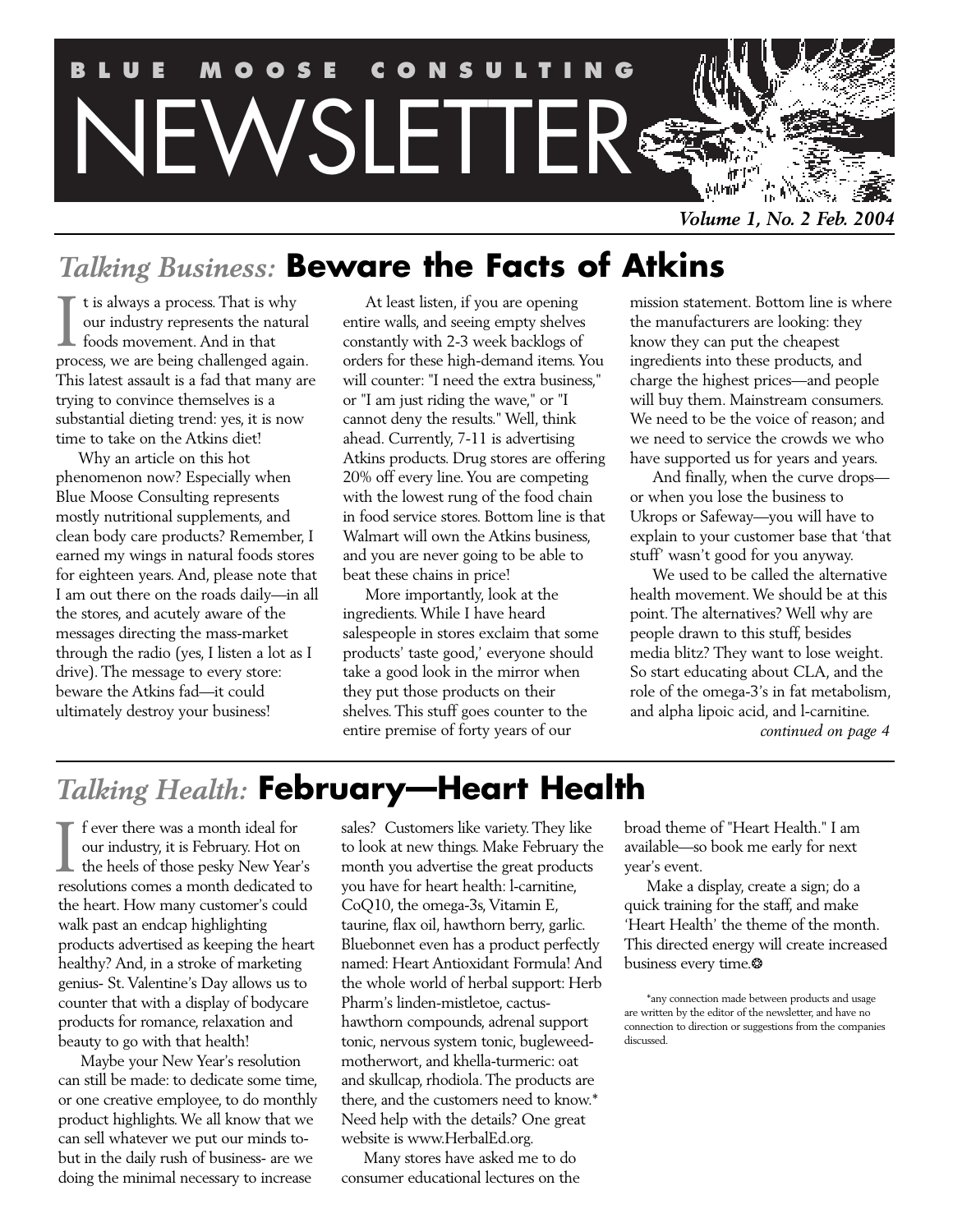# BLUE MOOSE CONSULTING NEWSLETTER

*Volume 1, No. 2 Feb. 2004*

## *Talking Business:* Beware the Facts of Atkins

It is always a process. That is why our industry represents the natural foods movement. And in that process, we are being challenged again. This latest assault is a fad that many are trying to convince themselves is a substantial dieting trend: yes, it is now time to take on the Atkins diet!

Why an article on this hot phenomenon now? Especially when Blue Moose Consulting represents mostly nutritional supplements, and clean body care products? Remember, I earned my wings in natural foods stores for eighteen years. And, please note that I am out there on the roads daily—in all the stores, and acutely aware of the messages directing the mass-market through the radio (yes, I listen a lot as I drive). The message to every store: beware the Atkins fad—it could ultimately destroy your business!

At least listen, if you are opening entire walls, and seeing empty shelves constantly with 2-3 week backlogs of orders for these high-demand items. You will counter: "I need the extra business," or "I am just riding the wave," or "I cannot deny the results." Well, think ahead. Currently, 7-11 is advertising Atkins products. Drug stores are offering 20% off every line. You are competing with the lowest rung of the food chain in food service stores. Bottom line is that Walmart will own the Atkins business, and you are never going to be able to beat these chains in price!

More importantly, look at the ingredients. While I have heard salespeople in stores exclaim that some products' taste good,' everyone should take a good look in the mirror when they put those products on their shelves. This stuff goes counter to the entire premise of forty years of our mission statement. Bottom line is where the manufacturers are looking: they know they can put the cheapest ingredients into these products, and charge the highest prices—and people will buy them. Mainstream consumers. We need to be the voice of reason; and we need to service the crowds we who have supported us for years and years.

And finally, when the curve drops—or when you lose the business to Ukrops or Safeway—you will have to explain to your customer base that 'that stuff' wasn't good for you anyway.

We used to be called the alternative health movement. We should be at this point. The alternatives? Well why are people drawn to this stuff, besides media blitz? They want to lose weight. So start educating about CLA, and the role of the omega-3's in fat metabolism, and alpha lipoic acid, and l-carnitine.

*continued on page 4*

## *Talking Health:* February—Heart Health

If ever there was a month ideal for our industry, it is February. Hot on the heels of those pesky New Year's resolutions comes a month dedicated to the heart. How many customer's could walk past an endcap highlighting products advertised as keeping the heart healthy? And, in a stroke of marketing genius- St. Valentine's Day allows us to counter that with a display of bodycare products for romance, relaxation and beauty to go with that health!

Maybe your New Year's resolution can still be made: to dedicate some time, or one creative employee, to do monthly product highlights. We all know that we can sell whatever we put our minds to- but in the daily rush of business- are we doing the minimal necessary to increase sales? Customers like variety. They like to look at new things. Make February the month you advertise the great products you have for heart health: l-carnitine, CoQ10, the omega-3s, Vitamin E, taurine, flax oil, hawthorn berry, garlic. Bluebonnet even has a product perfectly named: Heart Antioxidant Formula! And the whole world of herbal support: Herb Pharm's linden-mistletoe, cactus-hawthorn compounds, adrenal support tonic, nervous system tonic, bugleweed-motherwort, and khella-turmeric: oat and skullcap, rhodiola. The products are there, and the customers need to know.* Need help with the details? One great website is www.HerbalEd.org.

Many stores have asked me to do consumer educational lectures on the broad theme of "Heart Health." I am available—so book me early for next year's event.

Make a display, create a sign; do a quick training for the staff, and make 'Heart Health' the theme of the month. This directed energy will create increased business every time.❂

*any connection made between products and usage are written by the editor of the newsletter, and have no connection to direction or suggestions from the companies discussed.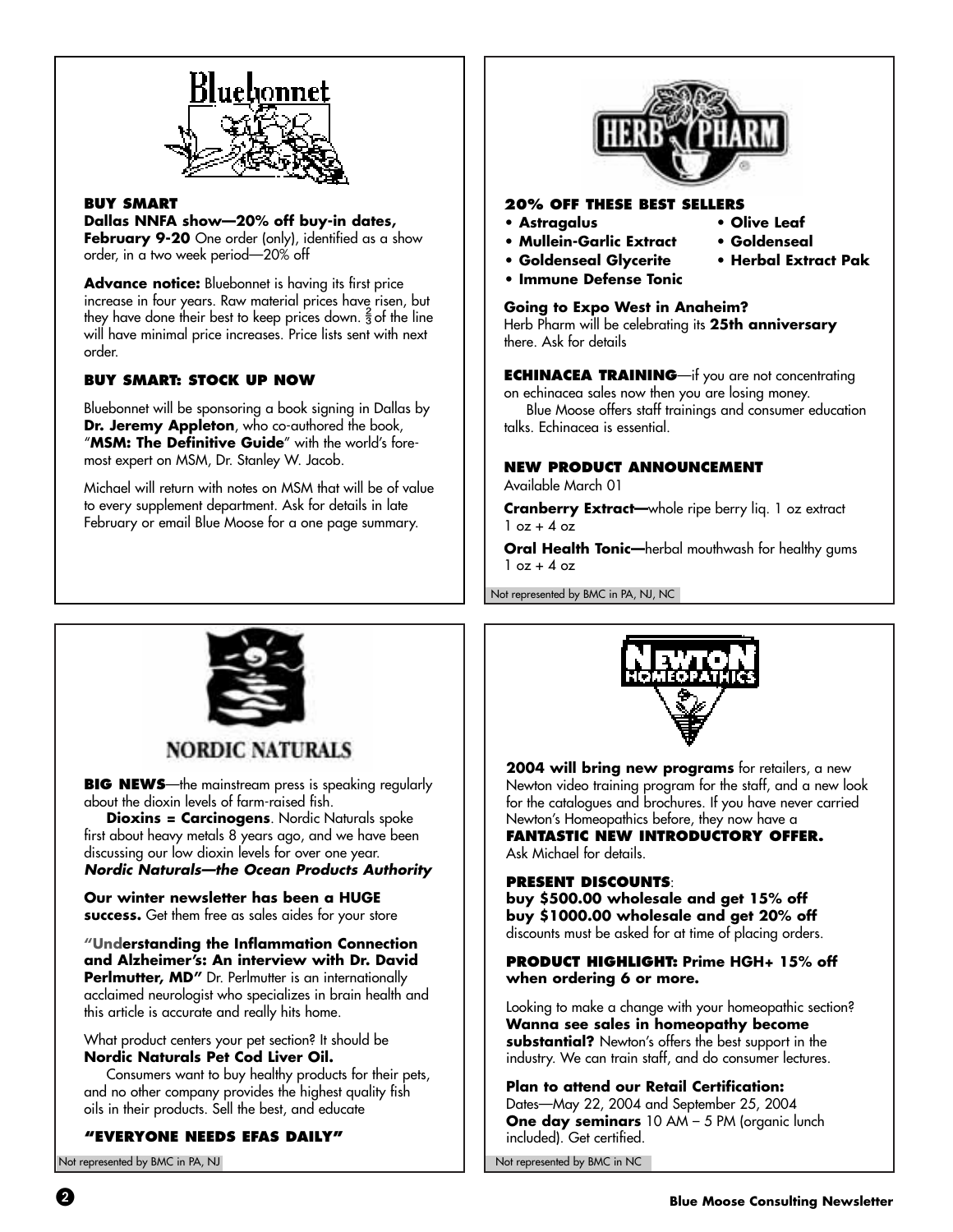## Bluebonnet

**BUY SMART**

**Dallas NNFA show—20% off buy-in dates, February 9-20** One order (only), identified as a show order, in a two week period—20% off

**Advance notice:** Bluebonnet is having its first price increase in four years. Raw material prices have risen, but they have done their best to keep prices down. ⅔ of the line will have minimal price increases. Price lists sent with next order.

**BUY SMART: STOCK UP NOW**

Bluebonnet will be sponsoring a book signing in Dallas by **Dr. Jeremy Appleton**, who co-authored the book, "**MSM: The Definitive Guide**" with the world's foremost expert on MSM, Dr. Stanley W. Jacob.

Michael will return with notes on MSM that will be of value to every supplement department. Ask for details in late February or email Blue Moose for a one page summary.

## HERB PHARM

**20% OFF THESE BEST SELLERS**

- **Astragalus**
- **Mullein-Garlic Extract**
- **Goldenseal Glycerite**
- **Immune Defense Tonic**
- **Olive Leaf**
- **Goldenseal**
- **Herbal Extract Pak**

**Going to Expo West in Anaheim?**
Herb Pharm will be celebrating its **25th anniversary** there. Ask for details

**ECHINACEA TRAINING**—if you are not concentrating on echinacea sales now then you are losing money.
Blue Moose offers staff trainings and consumer education talks. Echinacea is essential.

**NEW PRODUCT ANNOUNCEMENT**

Available March 01

**Cranberry Extract—**whole ripe berry liq. 1 oz extract 1 oz + 4 oz

**Oral Health Tonic—**herbal mouthwash for healthy gums 1 oz + 4 oz

Not represented by BMC in PA, NJ, NC

## NORDIC NATURALS

**BIG NEWS**—the mainstream press is speaking regularly about the dioxin levels of farm-raised fish.

**Dioxins = Carcinogens**. Nordic Naturals spoke first about heavy metals 8 years ago, and we have been discussing our low dioxin levels for over one year.
***Nordic Naturals—the Ocean Products Authority***

**Our winter newsletter has been a HUGE success.** Get them free as sales aides for your store

**"Understanding the Inflammation Connection and Alzheimer's: An interview with Dr. David Perlmutter, MD"** Dr. Perlmutter is an internationally acclaimed neurologist who specializes in brain health and this article is accurate and really hits home.

What product centers your pet section? It should be **Nordic Naturals Pet Cod Liver Oil.**
Consumers want to buy healthy products for their pets, and no other company provides the highest quality fish oils in their products. Sell the best, and educate

**"EVERYONE NEEDS EFAS DAILY"**

Not represented by BMC in PA, NJ

## NEWTON HOMEOPATHICS

**2004 will bring new programs** for retailers, a new Newton video training program for the staff, and a new look for the catalogues and brochures. If you have never carried Newton's Homeopathics before, they now have a **FANTASTIC NEW INTRODUCTORY OFFER.** Ask Michael for details.

**PRESENT DISCOUNTS**:
**buy $500.00 wholesale and get 15% off**
**buy $1000.00 wholesale and get 20% off**
discounts must be asked for at time of placing orders.

**PRODUCT HIGHLIGHT: Prime HGH+ 15% off when ordering 6 or more.**

Looking to make a change with your homeopathic section? **Wanna see sales in homeopathy become substantial?** Newton's offers the best support in the industry. We can train staff, and do consumer lectures.

**Plan to attend our Retail Certification:**
Dates—May 22, 2004 and September 25, 2004
**One day seminars** 10 AM – 5 PM (organic lunch included). Get certified.

Not represented by BMC in NC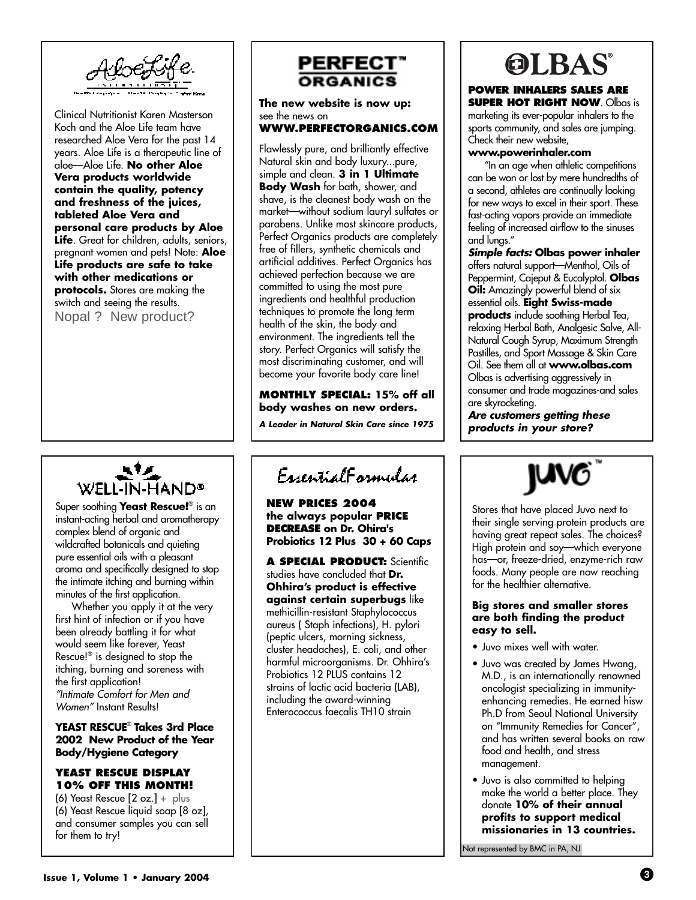## AloeLife

Clinical Nutritionist Karen Masterson Koch and the Aloe Life team have researched Aloe Vera for the past 14 years. Aloe Life is a therapeutic line of aloe—Aloe Life. **No other Aloe Vera products worldwide contain the quality, potency and freshness of the juices, tableted Aloe Vera and personal care products by Aloe Life**. Great for children, adults, seniors, pregnant women and pets! Note: **Aloe Life products are safe to take with other medications or protocols.** Stores are making the switch and seeing the results.

Nopal ? New product?

## PERFECT™ ORGANICS

**The new website is now up:** see the news on **WWW.PERFECTORGANICS.COM**

Flawlessly pure, and brilliantly effective Natural skin and body luxury...pure, simple and clean. **3 in 1 Ultimate Body Wash** for bath, shower, and shave, is the cleanest body wash on the market—without sodium lauryl sulfates or parabens. Unlike most skincare products, Perfect Organics products are completely free of fillers, synthetic chemicals and artificial additives. Perfect Organics has achieved perfection because we are committed to using the most pure ingredients and healthful production techniques to promote the long term health of the skin, the body and environment. The ingredients tell the story. Perfect Organics will satisfy the most discriminating customer, and will become your favorite body care line!

**MONTHLY SPECIAL: 15% off all body washes on new orders.**

***A Leader in Natural Skin Care since 1975***

## OLBAS®

**POWER INHALERS SALES ARE SUPER HOT RIGHT NOW**. Olbas is marketing its ever-popular inhalers to the sports community, and sales are jumping. Check their new website, **www.powerinhaler.com**

"In an age when athletic competitions can be won or lost by mere hundredths of a second, athletes are continually looking for new ways to excel in their sport. These fast-acting vapors provide an immediate feeling of increased airflow to the sinuses and lungs."

***Simple facts:*** **Olbas power inhaler** offers natural support—Menthol, Oils of Peppermint, Cajeput & Eucalyptol. **Olbas Oil:** Amazingly powerful blend of six essential oils. **Eight Swiss-made products** include soothing Herbal Tea, relaxing Herbal Bath, Analgesic Salve, All-Natural Cough Syrup, Maximum Strength Pastilles, and Sport Massage & Skin Care Oil. See them all at **www.olbas.com** Olbas is advertising aggressively in consumer and trade magazines-and sales are skyrocketing.

***Are customers getting these products in your store?***

## WELL-IN-HAND®

Super soothing **Yeast Rescue!**® is an instant-acting herbal and aromatherapy complex blend of organic and wildcrafted botanicals and quieting pure essential oils with a pleasant aroma and specifically designed to stop the intimate itching and burning within minutes of the first application.

Whether you apply it at the very first hint of infection or if you have been already battling it for what would seem like forever, Yeast Rescue!® is designed to stop the itching, burning and soreness with the first application!

*"Intimate Comfort for Men and Women"* Instant Results!

**YEAST RESCUE® Takes 3rd Place 2002 New Product of the Year Body/Hygiene Category**

**YEAST RESCUE DISPLAY 10% OFF THIS MONTH!**

(6) Yeast Rescue [2 oz.] + plus (6) Yeast Rescue liquid soap [8 oz], and consumer samples you can sell for them to try!

## EssentialFormulas

**NEW PRICES 2004 the always popular PRICE DECREASE on Dr. Ohira's Probiotics 12 Plus 30 + 60 Caps**

**A SPECIAL PRODUCT:** Scientific studies have concluded that **Dr. Ohhira's product is effective against certain superbugs** like methicillin-resistant Staphylococcus aureus ( Staph infections), H. pylori (peptic ulcers, morning sickness, cluster headaches), E. coli, and other harmful microorganisms. Dr. Ohhira's Probiotics 12 PLUS contains 12 strains of lactic acid bacteria (LAB), including the award-winning Enterococcus faecalis TH10 strain

## JUVO™

Stores that have placed Juvo next to their single serving protein products are having great repeat sales. The choices? High protein and soy—which everyone has—or, freeze-dried, enzyme-rich raw foods. Many people are now reaching for the healthier alternative.

**Big stores and smaller stores are both finding the product easy to sell.**

- Juvo mixes well with water.
- Juvo was created by James Hwang, M.D., is an internationally renowned oncologist specializing in immunity-enhancing remedies. He earned hisw Ph.D from Seoul National University on "Immunity Remedies for Cancer", and has written several books on raw food and health, and stress management.
- Juvo is also committed to helping make the world a better place. They donate **10% of their annual profits to support medical missionaries in 13 countries.**

Not represented by BMC in PA, NJ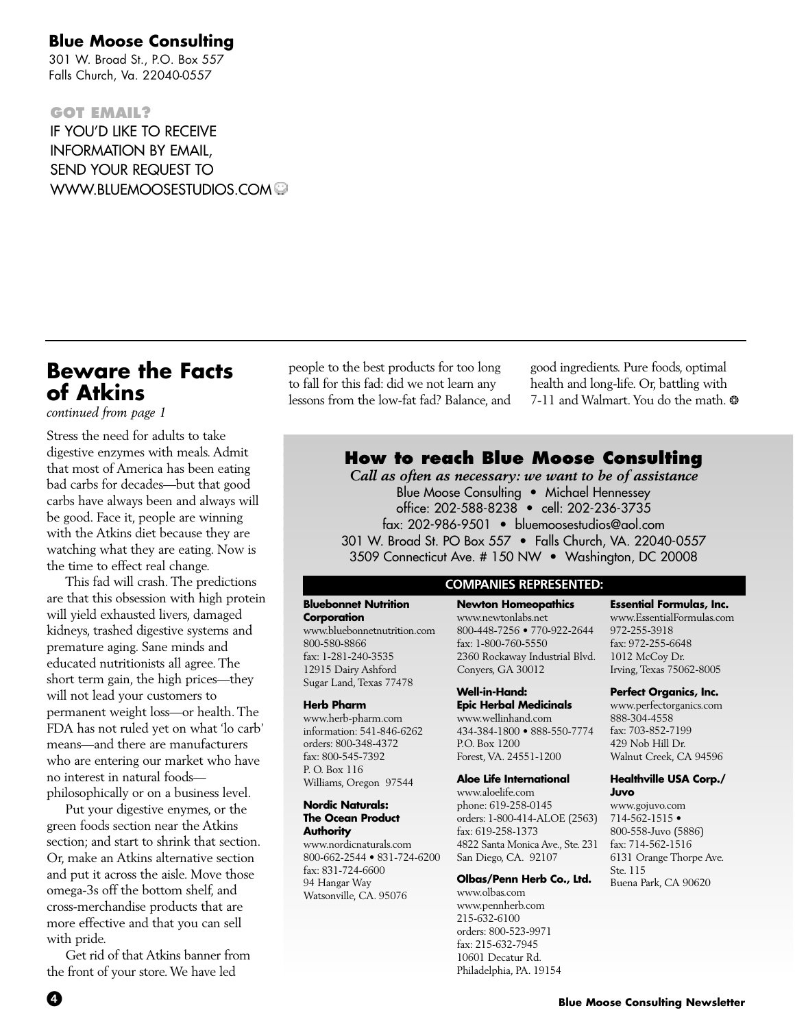**Blue Moose Consulting**
301 W. Broad St., P.O. Box 557
Falls Church, Va. 22040-0557

**GOT EMAIL?**
IF YOU'D LIKE TO RECEIVE INFORMATION BY EMAIL, SEND YOUR REQUEST TO WWW.BLUEMOOSESTUDIOS.COM

## Beware the Facts of Atkins

*continued from page 1*

Stress the need for adults to take digestive enzymes with meals. Admit that most of America has been eating bad carbs for decades—but that good carbs have always been and always will be good. Face it, people are winning with the Atkins diet because they are watching what they are eating. Now is the time to effect real change.

This fad will crash. The predictions are that this obsession with high protein will yield exhausted livers, damaged kidneys, trashed digestive systems and premature aging. Sane minds and educated nutritionists all agree. The short term gain, the high prices—they will not lead your customers to permanent weight loss—or health. The FDA has not ruled yet on what 'lo carb' means—and there are manufacturers who are entering our market who have no interest in natural foods—philosophically or on a business level.

Put your digestive enymes, or the green foods section near the Atkins section; and start to shrink that section. Or, make an Atkins alternative section and put it across the aisle. Move those omega-3s off the bottom shelf, and cross-merchandise products that are more effective and that you can sell with pride.

Get rid of that Atkins banner from the front of your store. We have led people to the best products for too long to fall for this fad: did we not learn any lessons from the low-fat fad? Balance, and good ingredients. Pure foods, optimal health and long-life. Or, battling with 7-11 and Walmart. You do the math.

## How to reach Blue Moose Consulting

***Call as often as necessary: we want to be of assistance***

Blue Moose Consulting • Michael Hennessey
office: 202-588-8238 • cell: 202-236-3735
fax: 202-986-9501 • bluemoosestudios@aol.com
301 W. Broad St. PO Box 557 • Falls Church, VA. 22040-0557
3509 Connecticut Ave. # 150 NW • Washington, DC 20008

### COMPANIES REPRESENTED:

**Bluebonnet Nutrition Corporation**
www.bluebonnetnutrition.com
800-580-8866
fax: 1-281-240-3535
12915 Dairy Ashford
Sugar Land, Texas 77478

**Herb Pharm**
www.herb-pharm.com
information: 541-846-6262
orders: 800-348-4372
fax: 800-545-7392
P. O. Box 116
Williams, Oregon 97544

**Nordic Naturals: The Ocean Product Authority**
www.nordicnaturals.com
800-662-2544 • 831-724-6200
fax: 831-724-6600
94 Hangar Way
Watsonville, CA. 95076

**Newton Homeopathics**
www.newtonlabs.net
800-448-7256 • 770-922-2644
fax: 1-800-760-5550
2360 Rockaway Industrial Blvd.
Conyers, GA 30012

**Well-in-Hand: Epic Herbal Medicinals**
www.wellinhand.com
434-384-1800 • 888-550-7774
P.O. Box 1200
Forest, VA. 24551-1200

**Aloe Life International**
www.aloelife.com
phone: 619-258-0145
orders: 1-800-414-ALOE (2563)
fax: 619-258-1373
4822 Santa Monica Ave., Ste. 231
San Diego, CA. 92107

**Olbas/Penn Herb Co., Ltd.**
www.olbas.com
www.pennherb.com
215-632-6100
orders: 800-523-9971
fax: 215-632-7945
10601 Decatur Rd.
Philadelphia, PA. 19154

**Essential Formulas, Inc.**
www.EssentialFormulas.com
972-255-3918
fax: 972-255-6648
1012 McCoy Dr.
Irving, Texas 75062-8005

**Perfect Organics, Inc.**
www.perfectorganics.com
888-304-4558
fax: 703-852-7199
429 Nob Hill Dr.
Walnut Creek, CA 94596

**Healthville USA Corp./ Juvo**
www.gojuvo.com
714-562-1515 •
800-558-Juvo (5886)
fax: 714-562-1516
6131 Orange Thorpe Ave.
Ste. 115
Buena Park, CA 90620